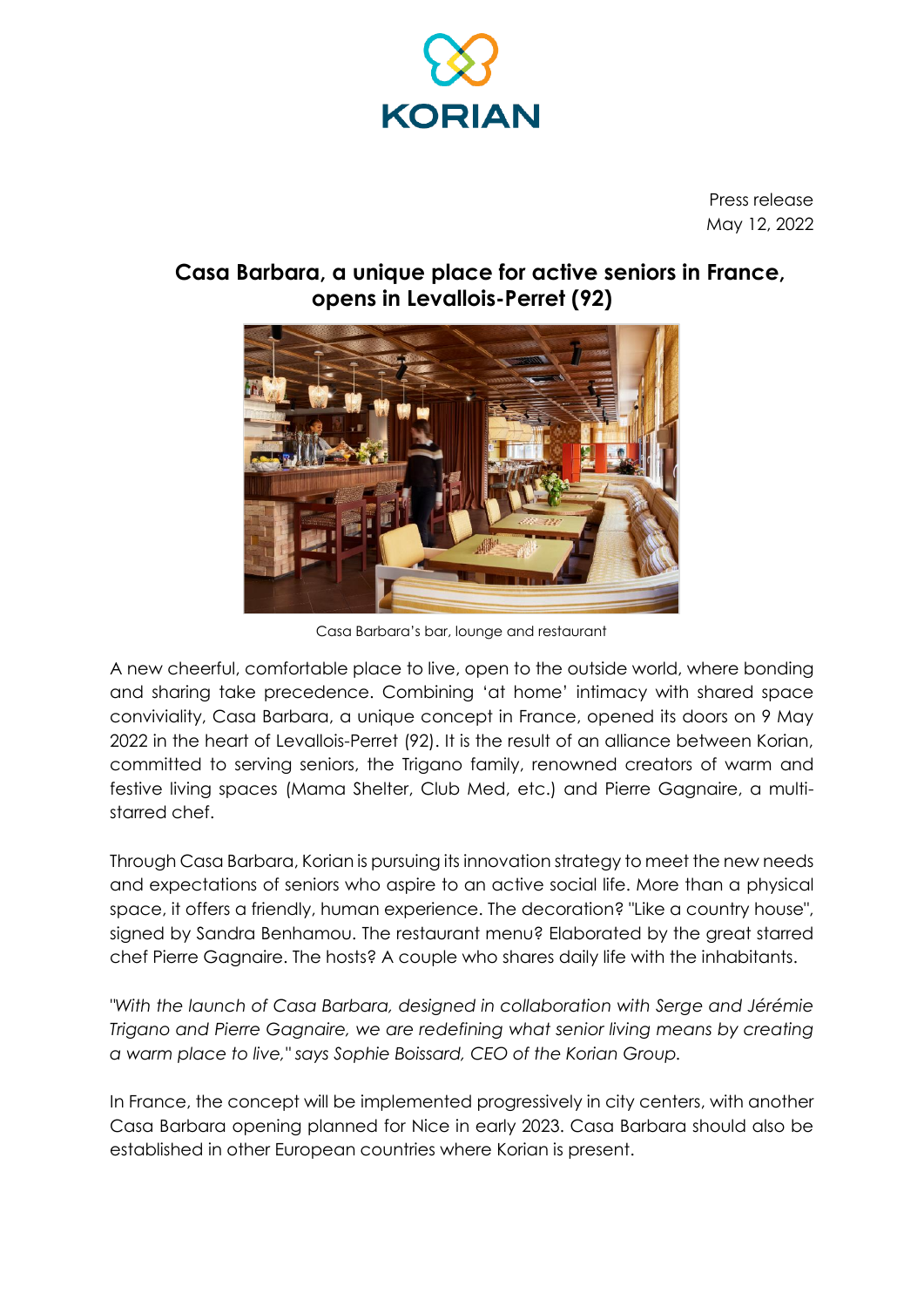KORIAN

Press release
May 12, 2022

# Casa Barbara, a unique place for active seniors in France, opens in Levallois-Perret (92)

Casa Barbara's bar, lounge and restaurant

A new cheerful, comfortable place to live, open to the outside world, where bonding and sharing take precedence. Combining 'at home' intimacy with shared space conviviality, Casa Barbara, a unique concept in France, opened its doors on 9 May 2022 in the heart of Levallois-Perret (92). It is the result of an alliance between Korian, committed to serving seniors, the Trigano family, renowned creators of warm and festive living spaces (Mama Shelter, Club Med, etc.) and Pierre Gagnaire, a multi-starred chef.

Through Casa Barbara, Korian is pursuing its innovation strategy to meet the new needs and expectations of seniors who aspire to an active social life. More than a physical space, it offers a friendly, human experience. The decoration? "Like a country house", signed by Sandra Benhamou. The restaurant menu? Elaborated by the great starred chef Pierre Gagnaire. The hosts? A couple who shares daily life with the inhabitants.

*"With the launch of Casa Barbara, designed in collaboration with Serge and Jérémie Trigano and Pierre Gagnaire, we are redefining what senior living means by creating a warm place to live," says Sophie Boissard, CEO of the Korian Group.*

In France, the concept will be implemented progressively in city centers, with another Casa Barbara opening planned for Nice in early 2023. Casa Barbara should also be established in other European countries where Korian is present.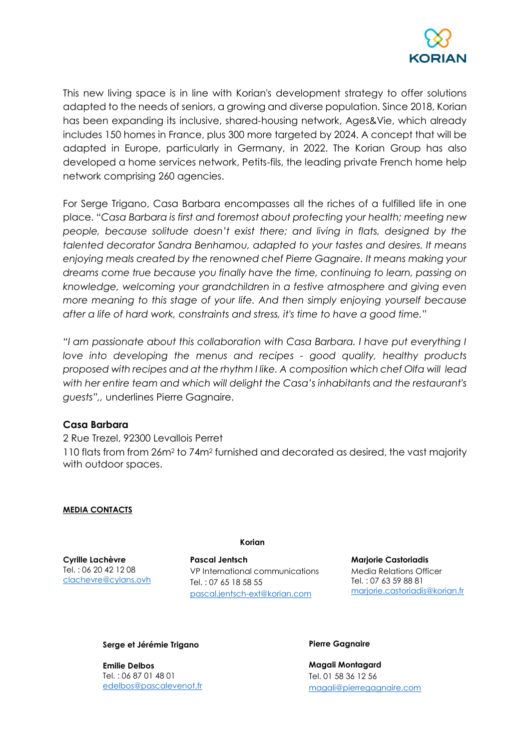This new living space is in line with Korian's development strategy to offer solutions adapted to the needs of seniors, a growing and diverse population. Since 2018, Korian has been expanding its inclusive, shared-housing network, Ages&Vie, which already includes 150 homes in France, plus 300 more targeted by 2024. A concept that will be adapted in Europe, particularly in Germany, in 2022. The Korian Group has also developed a home services network, Petits-fils, the leading private French home help network comprising 260 agencies.

For Serge Trigano, Casa Barbara encompasses all the riches of a fulfilled life in one place. "*Casa Barbara is first and foremost about protecting your health; meeting new people, because solitude doesn't exist there; and living in flats, designed by the talented decorator Sandra Benhamou, adapted to your tastes and desires. It means enjoying meals created by the renowned chef Pierre Gagnaire. It means making your dreams come true because you finally have the time, continuing to learn, passing on knowledge, welcoming your grandchildren in a festive atmosphere and giving even more meaning to this stage of your life. And then simply enjoying yourself because after a life of hard work, constraints and stress, it's time to have a good time.*"

*"I am passionate about this collaboration with Casa Barbara. I have put everything I love into developing the menus and recipes - good quality, healthy products proposed with recipes and at the rhythm I like. A composition which chef Olfa will lead with her entire team and which will delight the Casa's inhabitants and the restaurant's guests",,* underlines Pierre Gagnaire.

**Casa Barbara**

2 Rue Trezel, 92300 Levallois Perret

110 flats from from 26m² to 74m² furnished and decorated as desired, the vast majority with outdoor spaces.

**MEDIA CONTACTS**

**Korian**

**Cyrille Lachèvre**
Tel. : 06 20 42 12 08
clachevre@cylans.ovh

**Pascal Jentsch**
VP International communications
Tel. : 07 65 18 58 55
pascal.jentsch-ext@korian.com

**Marjorie Castoriadis**
Media Relations Officer
Tel. : 07 63 59 88 81
marjorie.castoriadis@korian.fr

**Serge et Jérémie Trigano**

**Emilie Delbos**
Tel. : 06 87 01 48 01
edelbos@pascalevenot.fr

**Pierre Gagnaire**

**Magali Montagard**
Tel. 01 58 36 12 56
magali@pierregagnaire.com